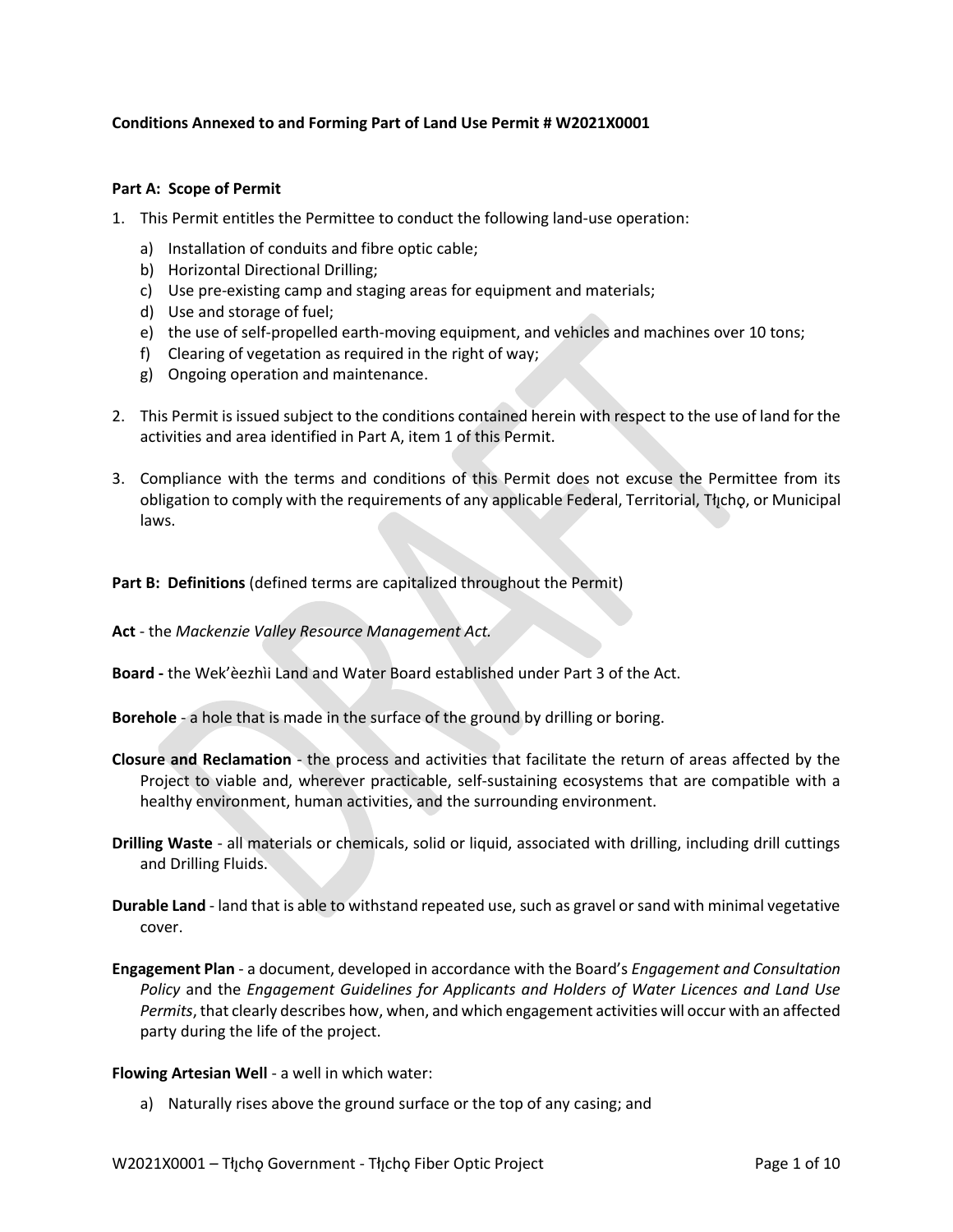**Conditions Annexed to and Forming Part of Land Use Permit # W2021X0001**

**Part A: Scope of Permit**

1. This Permit entitles the Permittee to conduct the following land-use operation:
    a) Installation of conduits and fibre optic cable;
    b) Horizontal Directional Drilling;
    c) Use pre-existing camp and staging areas for equipment and materials;
    d) Use and storage of fuel;
    e) the use of self-propelled earth-moving equipment, and vehicles and machines over 10 tons;
    f) Clearing of vegetation as required in the right of way;
    g) Ongoing operation and maintenance.

2. This Permit is issued subject to the conditions contained herein with respect to the use of land for the activities and area identified in Part A, item 1 of this Permit.

3. Compliance with the terms and conditions of this Permit does not excuse the Permittee from its obligation to comply with the requirements of any applicable Federal, Territorial, Tłı̨chǫ, or Municipal laws.

**Part B: Definitions** (defined terms are capitalized throughout the Permit)

**Act** - the *Mackenzie Valley Resource Management Act.*

**Board -** the Wek'èezhìi Land and Water Board established under Part 3 of the Act.

**Borehole** - a hole that is made in the surface of the ground by drilling or boring.

**Closure and Reclamation** - the process and activities that facilitate the return of areas affected by the Project to viable and, wherever practicable, self-sustaining ecosystems that are compatible with a healthy environment, human activities, and the surrounding environment.

**Drilling Waste** - all materials or chemicals, solid or liquid, associated with drilling, including drill cuttings and Drilling Fluids.

**Durable Land** - land that is able to withstand repeated use, such as gravel or sand with minimal vegetative cover.

**Engagement Plan** - a document, developed in accordance with the Board's *Engagement and Consultation Policy* and the *Engagement Guidelines for Applicants and Holders of Water Licences and Land Use Permits*, that clearly describes how, when, and which engagement activities will occur with an affected party during the life of the project.

**Flowing Artesian Well** - a well in which water:

a) Naturally rises above the ground surface or the top of any casing; and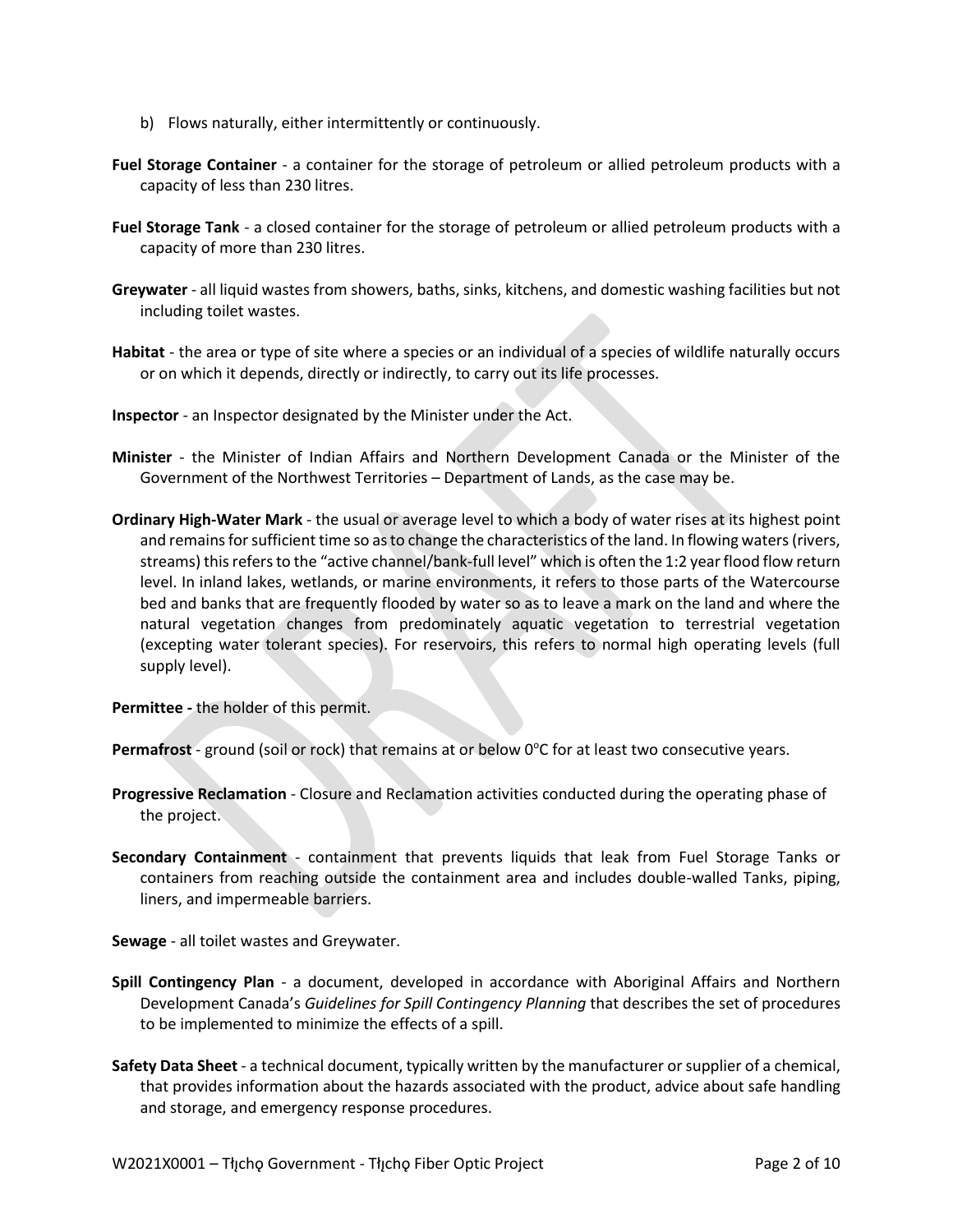b) Flows naturally, either intermittently or continuously.

**Fuel Storage Container** - a container for the storage of petroleum or allied petroleum products with a capacity of less than 230 litres.

**Fuel Storage Tank** - a closed container for the storage of petroleum or allied petroleum products with a capacity of more than 230 litres.

**Greywater** - all liquid wastes from showers, baths, sinks, kitchens, and domestic washing facilities but not including toilet wastes.

**Habitat** - the area or type of site where a species or an individual of a species of wildlife naturally occurs or on which it depends, directly or indirectly, to carry out its life processes.

**Inspector** - an Inspector designated by the Minister under the Act.

**Minister** - the Minister of Indian Affairs and Northern Development Canada or the Minister of the Government of the Northwest Territories – Department of Lands, as the case may be.

**Ordinary High-Water Mark** - the usual or average level to which a body of water rises at its highest point and remains for sufficient time so as to change the characteristics of the land. In flowing waters (rivers, streams) this refers to the "active channel/bank-full level" which is often the 1:2 year flood flow return level. In inland lakes, wetlands, or marine environments, it refers to those parts of the Watercourse bed and banks that are frequently flooded by water so as to leave a mark on the land and where the natural vegetation changes from predominately aquatic vegetation to terrestrial vegetation (excepting water tolerant species). For reservoirs, this refers to normal high operating levels (full supply level).

**Permittee -** the holder of this permit.

**Permafrost** - ground (soil or rock) that remains at or below 0°C for at least two consecutive years.

**Progressive Reclamation** - Closure and Reclamation activities conducted during the operating phase of the project.

**Secondary Containment** - containment that prevents liquids that leak from Fuel Storage Tanks or containers from reaching outside the containment area and includes double-walled Tanks, piping, liners, and impermeable barriers.

**Sewage** - all toilet wastes and Greywater.

**Spill Contingency Plan** - a document, developed in accordance with Aboriginal Affairs and Northern Development Canada's *Guidelines for Spill Contingency Planning* that describes the set of procedures to be implemented to minimize the effects of a spill.

**Safety Data Sheet** - a technical document, typically written by the manufacturer or supplier of a chemical, that provides information about the hazards associated with the product, advice about safe handling and storage, and emergency response procedures.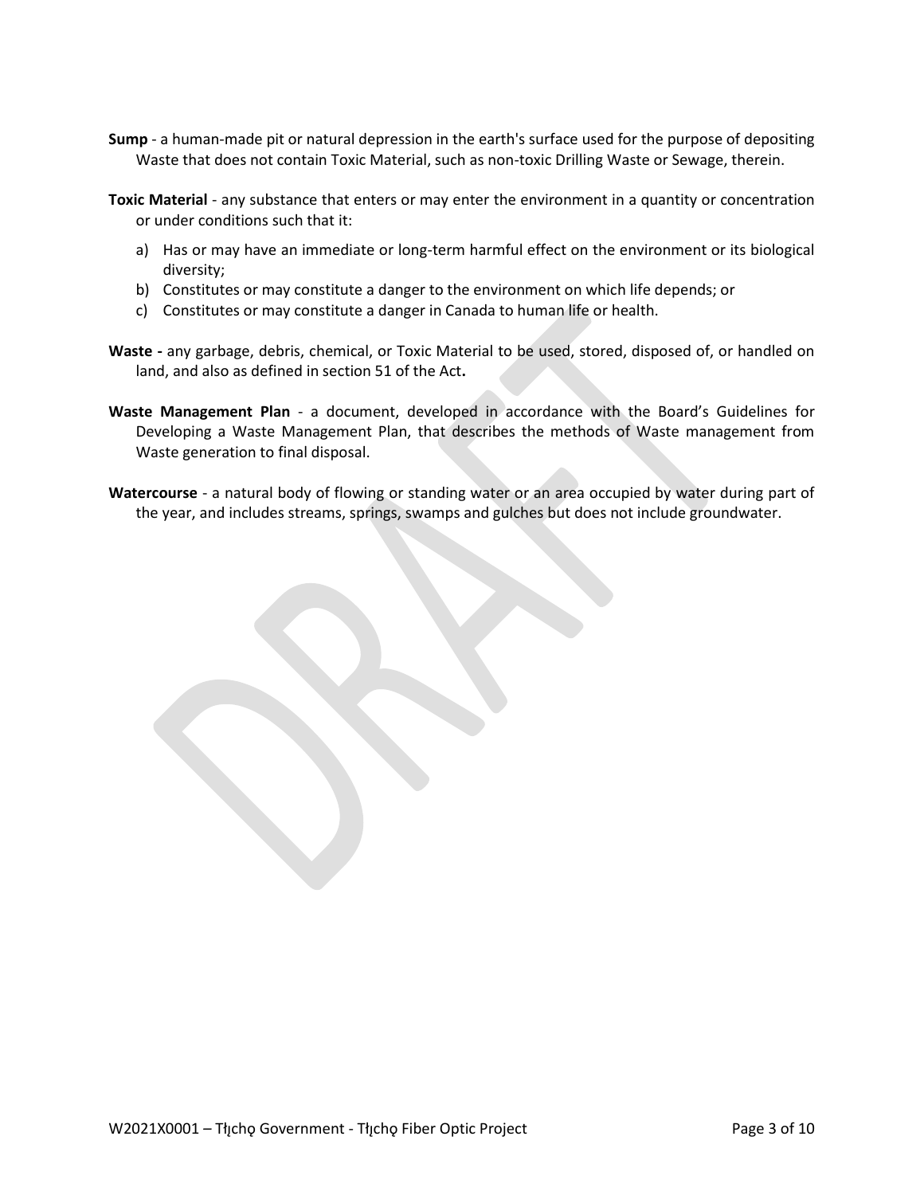**Sump** - a human-made pit or natural depression in the earth's surface used for the purpose of depositing Waste that does not contain Toxic Material, such as non-toxic Drilling Waste or Sewage, therein.

**Toxic Material** - any substance that enters or may enter the environment in a quantity or concentration or under conditions such that it:

a) Has or may have an immediate or long-term harmful effect on the environment or its biological diversity;
b) Constitutes or may constitute a danger to the environment on which life depends; or
c) Constitutes or may constitute a danger in Canada to human life or health.

**Waste -** any garbage, debris, chemical, or Toxic Material to be used, stored, disposed of, or handled on land, and also as defined in section 51 of the Act**.**

**Waste Management Plan** - a document, developed in accordance with the Board's Guidelines for Developing a Waste Management Plan, that describes the methods of Waste management from Waste generation to final disposal.

**Watercourse** - a natural body of flowing or standing water or an area occupied by water during part of the year, and includes streams, springs, swamps and gulches but does not include groundwater.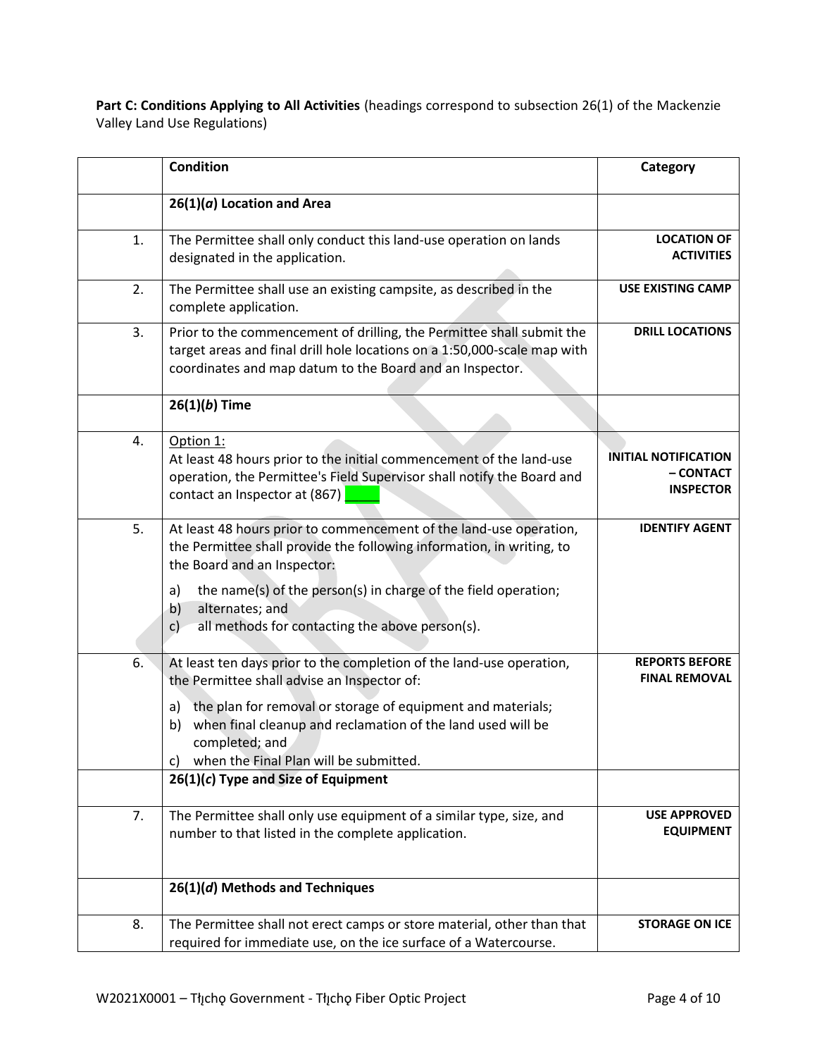**Part C: Conditions Applying to All Activities** (headings correspond to subsection 26(1) of the Mackenzie Valley Land Use Regulations)

| | Condition | Category |
|---|---|---|
| | **26(1)(*a*) Location and Area** | |
| 1. | The Permittee shall only conduct this land-use operation on lands designated in the application. | **LOCATION OF ACTIVITIES** |
| 2. | The Permittee shall use an existing campsite, as described in the complete application. | **USE EXISTING CAMP** |
| 3. | Prior to the commencement of drilling, the Permittee shall submit the target areas and final drill hole locations on a 1:50,000-scale map with coordinates and map datum to the Board and an Inspector. | **DRILL LOCATIONS** |
| | **26(1)(*b*) Time** | |
| 4. | Option 1:<br>At least 48 hours prior to the initial commencement of the land-use operation, the Permittee's Field Supervisor shall notify the Board and contact an Inspector at (867) _____ | **INITIAL NOTIFICATION – CONTACT INSPECTOR** |
| 5. | At least 48 hours prior to commencement of the land-use operation, the Permittee shall provide the following information, in writing, to the Board and an Inspector:<br>a) the name(s) of the person(s) in charge of the field operation;<br>b) alternates; and<br>c) all methods for contacting the above person(s). | **IDENTIFY AGENT** |
| 6. | At least ten days prior to the completion of the land-use operation, the Permittee shall advise an Inspector of:<br>a) the plan for removal or storage of equipment and materials;<br>b) when final cleanup and reclamation of the land used will be completed; and<br>c) when the Final Plan will be submitted. | **REPORTS BEFORE FINAL REMOVAL** |
| | **26(1)(*c*) Type and Size of Equipment** | |
| 7. | The Permittee shall only use equipment of a similar type, size, and number to that listed in the complete application. | **USE APPROVED EQUIPMENT** |
| | **26(1)(*d*) Methods and Techniques** | |
| 8. | The Permittee shall not erect camps or store material, other than that required for immediate use, on the ice surface of a Watercourse. | **STORAGE ON ICE** |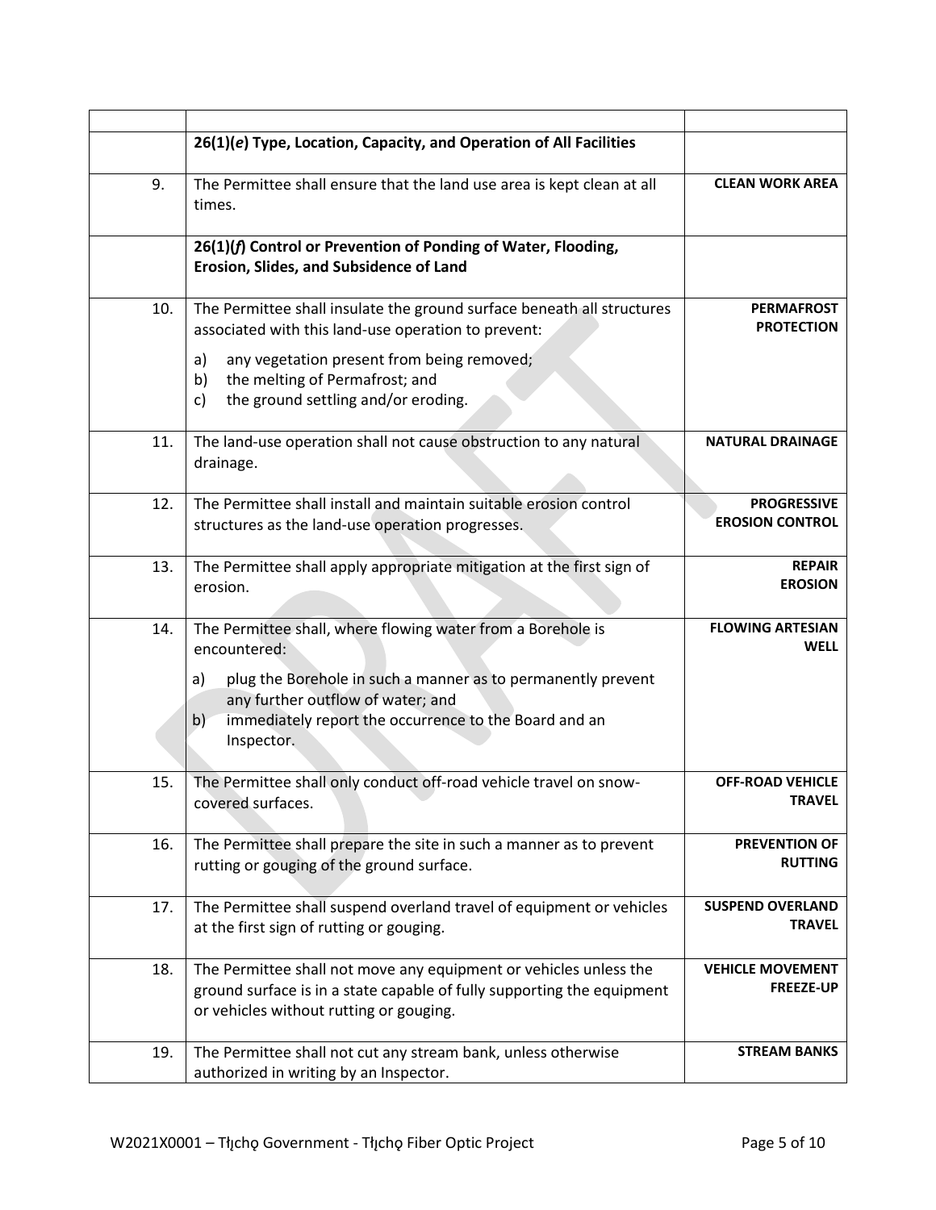| | | |
|---|---|---|
| | **26(1)(*e*) Type, Location, Capacity, and Operation of All Facilities** | |
| 9. | The Permittee shall ensure that the land use area is kept clean at all times. | **CLEAN WORK AREA** |
| | **26(1)(*f*) Control or Prevention of Ponding of Water, Flooding, Erosion, Slides, and Subsidence of Land** | |
| 10. | The Permittee shall insulate the ground surface beneath all structures associated with this land-use operation to prevent:<br>a) any vegetation present from being removed;<br>b) the melting of Permafrost; and<br>c) the ground settling and/or eroding. | **PERMAFROST PROTECTION** |
| 11. | The land-use operation shall not cause obstruction to any natural drainage. | **NATURAL DRAINAGE** |
| 12. | The Permittee shall install and maintain suitable erosion control structures as the land-use operation progresses. | **PROGRESSIVE EROSION CONTROL** |
| 13. | The Permittee shall apply appropriate mitigation at the first sign of erosion. | **REPAIR EROSION** |
| 14. | The Permittee shall, where flowing water from a Borehole is encountered:<br>a) plug the Borehole in such a manner as to permanently prevent any further outflow of water; and<br>b) immediately report the occurrence to the Board and an Inspector. | **FLOWING ARTESIAN WELL** |
| 15. | The Permittee shall only conduct off-road vehicle travel on snow-covered surfaces. | **OFF-ROAD VEHICLE TRAVEL** |
| 16. | The Permittee shall prepare the site in such a manner as to prevent rutting or gouging of the ground surface. | **PREVENTION OF RUTTING** |
| 17. | The Permittee shall suspend overland travel of equipment or vehicles at the first sign of rutting or gouging. | **SUSPEND OVERLAND TRAVEL** |
| 18. | The Permittee shall not move any equipment or vehicles unless the ground surface is in a state capable of fully supporting the equipment or vehicles without rutting or gouging. | **VEHICLE MOVEMENT FREEZE-UP** |
| 19. | The Permittee shall not cut any stream bank, unless otherwise authorized in writing by an Inspector. | **STREAM BANKS** |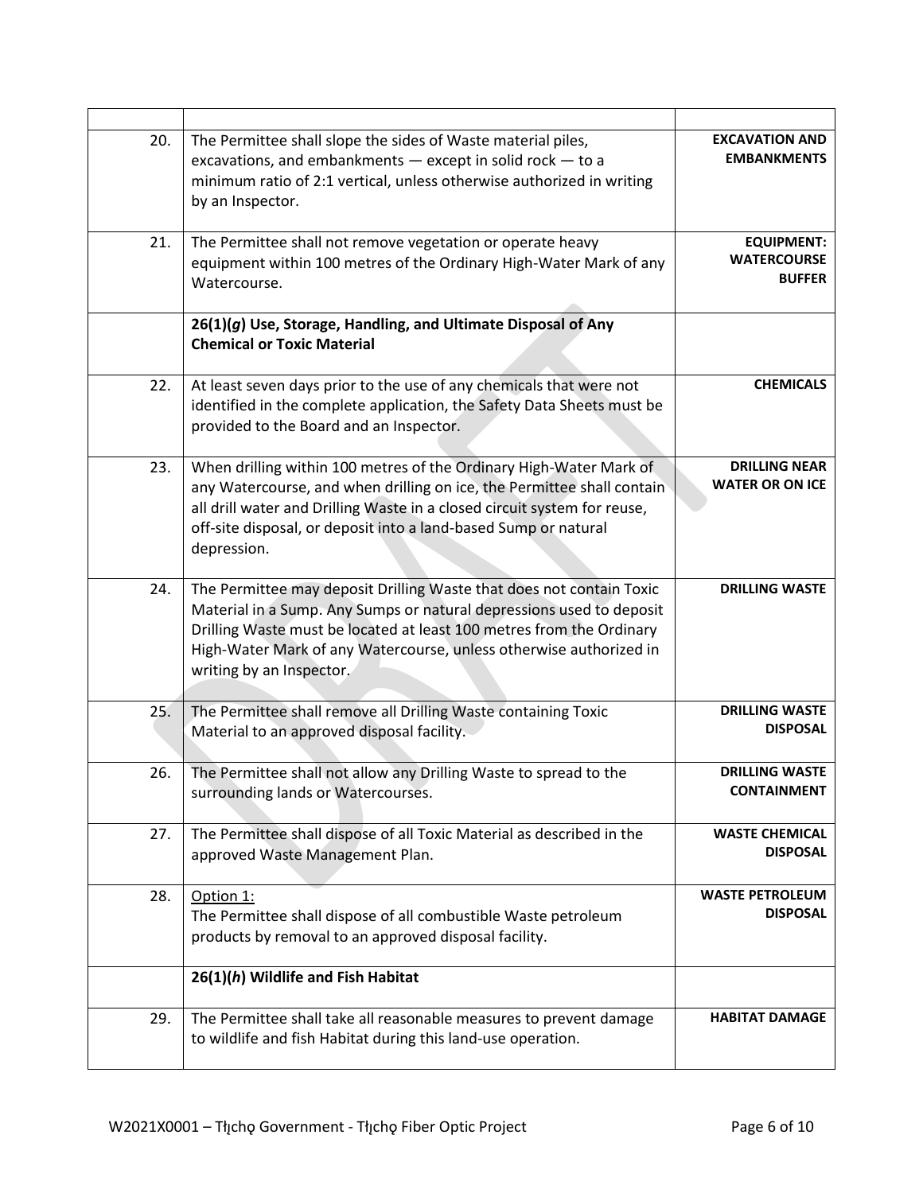| | | |
|---|---|---|
| 20. | The Permittee shall slope the sides of Waste material piles, excavations, and embankments — except in solid rock — to a minimum ratio of 2:1 vertical, unless otherwise authorized in writing by an Inspector. | **EXCAVATION AND EMBANKMENTS** |
| 21. | The Permittee shall not remove vegetation or operate heavy equipment within 100 metres of the Ordinary High-Water Mark of any Watercourse. | **EQUIPMENT: WATERCOURSE BUFFER** |
| | **26(1)(*g*) Use, Storage, Handling, and Ultimate Disposal of Any Chemical or Toxic Material** | |
| 22. | At least seven days prior to the use of any chemicals that were not identified in the complete application, the Safety Data Sheets must be provided to the Board and an Inspector. | **CHEMICALS** |
| 23. | When drilling within 100 metres of the Ordinary High-Water Mark of any Watercourse, and when drilling on ice, the Permittee shall contain all drill water and Drilling Waste in a closed circuit system for reuse, off-site disposal, or deposit into a land-based Sump or natural depression. | **DRILLING NEAR WATER OR ON ICE** |
| 24. | The Permittee may deposit Drilling Waste that does not contain Toxic Material in a Sump. Any Sumps or natural depressions used to deposit Drilling Waste must be located at least 100 metres from the Ordinary High-Water Mark of any Watercourse, unless otherwise authorized in writing by an Inspector. | **DRILLING WASTE** |
| 25. | The Permittee shall remove all Drilling Waste containing Toxic Material to an approved disposal facility. | **DRILLING WASTE DISPOSAL** |
| 26. | The Permittee shall not allow any Drilling Waste to spread to the surrounding lands or Watercourses. | **DRILLING WASTE CONTAINMENT** |
| 27. | The Permittee shall dispose of all Toxic Material as described in the approved Waste Management Plan. | **WASTE CHEMICAL DISPOSAL** |
| 28. | Option 1:<br>The Permittee shall dispose of all combustible Waste petroleum products by removal to an approved disposal facility. | **WASTE PETROLEUM DISPOSAL** |
| | **26(1)(*h*) Wildlife and Fish Habitat** | |
| 29. | The Permittee shall take all reasonable measures to prevent damage to wildlife and fish Habitat during this land-use operation. | **HABITAT DAMAGE** |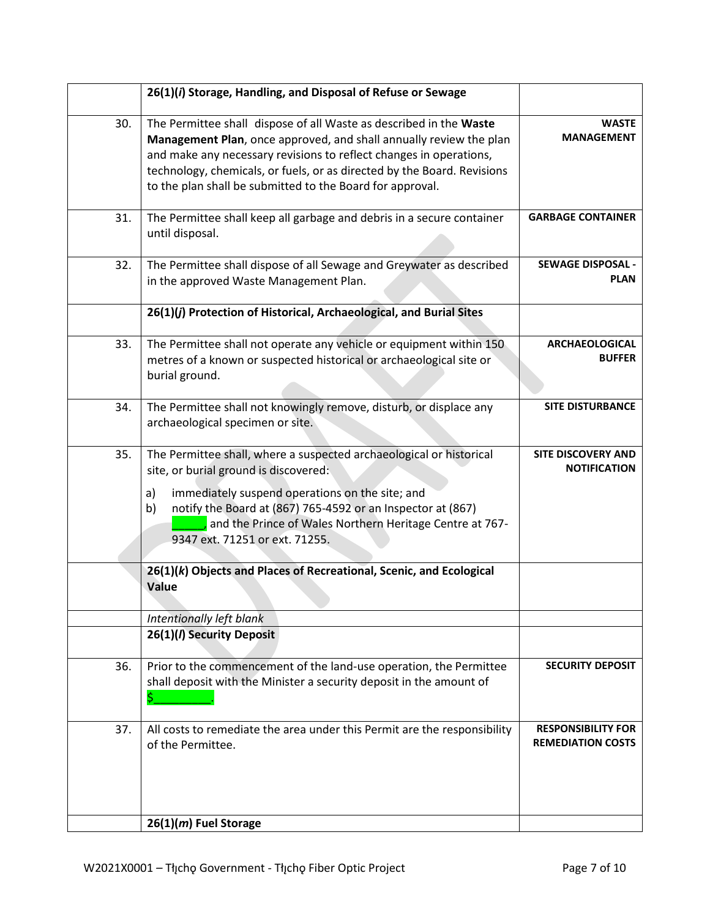| | | |
|---|---|---|
| | **26(1)(*i*) Storage, Handling, and Disposal of Refuse or Sewage** | |
| 30. | The Permittee shall dispose of all Waste as described in the **Waste Management Plan**, once approved, and shall annually review the plan and make any necessary revisions to reflect changes in operations, technology, chemicals, or fuels, or as directed by the Board. Revisions to the plan shall be submitted to the Board for approval. | **WASTE MANAGEMENT** |
| 31. | The Permittee shall keep all garbage and debris in a secure container until disposal. | **GARBAGE CONTAINER** |
| 32. | The Permittee shall dispose of all Sewage and Greywater as described in the approved Waste Management Plan. | **SEWAGE DISPOSAL - PLAN** |
| | **26(1)(*j*) Protection of Historical, Archaeological, and Burial Sites** | |
| 33. | The Permittee shall not operate any vehicle or equipment within 150 metres of a known or suspected historical or archaeological site or burial ground. | **ARCHAEOLOGICAL BUFFER** |
| 34. | The Permittee shall not knowingly remove, disturb, or displace any archaeological specimen or site. | **SITE DISTURBANCE** |
| 35. | The Permittee shall, where a suspected archaeological or historical site, or burial ground is discovered:<br>a) immediately suspend operations on the site; and<br>b) notify the Board at (867) 765-4592 or an Inspector at (867) _____, and the Prince of Wales Northern Heritage Centre at 767-9347 ext. 71251 or ext. 71255. | **SITE DISCOVERY AND NOTIFICATION** |
| | **26(1)(*k*) Objects and Places of Recreational, Scenic, and Ecological Value** | |
| | *Intentionally left blank* | |
| | **26(1)(*l*) Security Deposit** | |
| 36. | Prior to the commencement of the land-use operation, the Permittee shall deposit with the Minister a security deposit in the amount of $_________. | **SECURITY DEPOSIT** |
| 37. | All costs to remediate the area under this Permit are the responsibility of the Permittee. | **RESPONSIBILITY FOR REMEDIATION COSTS** |
| | **26(1)(*m*) Fuel Storage** | |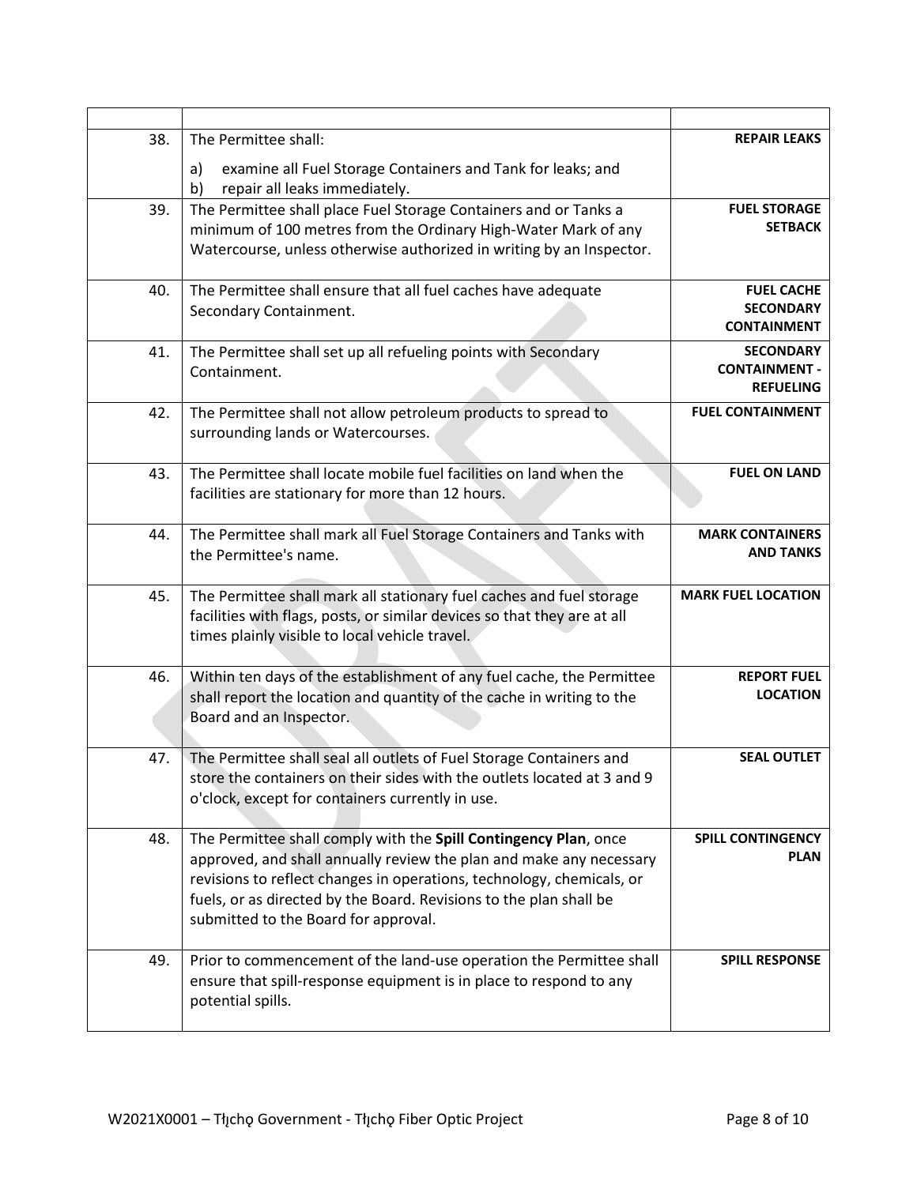| | | |
|---|---|---|
| 38. | The Permittee shall:<br><br>a) examine all Fuel Storage Containers and Tank for leaks; and<br>b) repair all leaks immediately. | **REPAIR LEAKS** |
| 39. | The Permittee shall place Fuel Storage Containers and or Tanks a minimum of 100 metres from the Ordinary High-Water Mark of any Watercourse, unless otherwise authorized in writing by an Inspector. | **FUEL STORAGE SETBACK** |
| 40. | The Permittee shall ensure that all fuel caches have adequate Secondary Containment. | **FUEL CACHE SECONDARY CONTAINMENT** |
| 41. | The Permittee shall set up all refueling points with Secondary Containment. | **SECONDARY CONTAINMENT - REFUELING** |
| 42. | The Permittee shall not allow petroleum products to spread to surrounding lands or Watercourses. | **FUEL CONTAINMENT** |
| 43. | The Permittee shall locate mobile fuel facilities on land when the facilities are stationary for more than 12 hours. | **FUEL ON LAND** |
| 44. | The Permittee shall mark all Fuel Storage Containers and Tanks with the Permittee's name. | **MARK CONTAINERS AND TANKS** |
| 45. | The Permittee shall mark all stationary fuel caches and fuel storage facilities with flags, posts, or similar devices so that they are at all times plainly visible to local vehicle travel. | **MARK FUEL LOCATION** |
| 46. | Within ten days of the establishment of any fuel cache, the Permittee shall report the location and quantity of the cache in writing to the Board and an Inspector. | **REPORT FUEL LOCATION** |
| 47. | The Permittee shall seal all outlets of Fuel Storage Containers and store the containers on their sides with the outlets located at 3 and 9 o'clock, except for containers currently in use. | **SEAL OUTLET** |
| 48. | The Permittee shall comply with the **Spill Contingency Plan**, once approved, and shall annually review the plan and make any necessary revisions to reflect changes in operations, technology, chemicals, or fuels, or as directed by the Board. Revisions to the plan shall be submitted to the Board for approval. | **SPILL CONTINGENCY PLAN** |
| 49. | Prior to commencement of the land-use operation the Permittee shall ensure that spill-response equipment is in place to respond to any potential spills. | **SPILL RESPONSE** |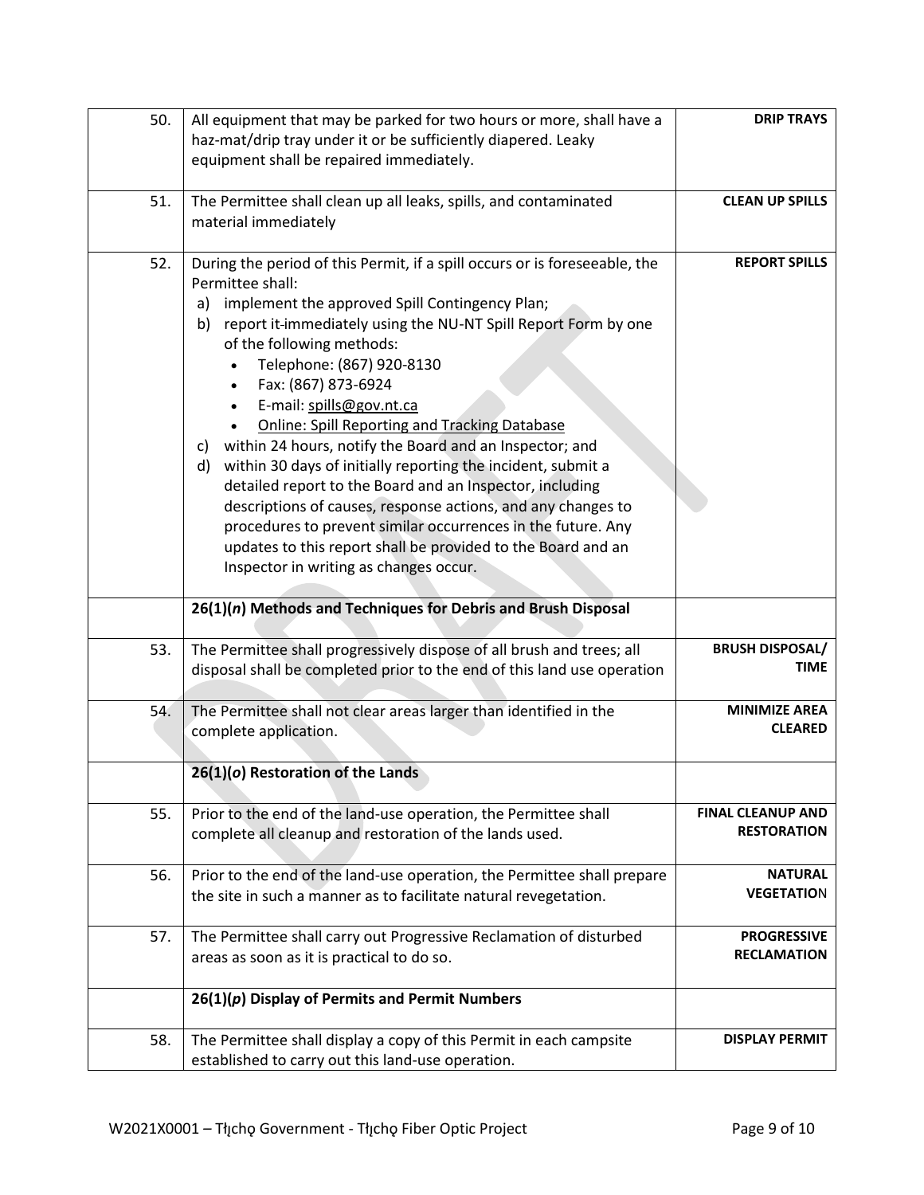| | | |
|---|---|---|
| 50. | All equipment that may be parked for two hours or more, shall have a haz-mat/drip tray under it or be sufficiently diapered. Leaky equipment shall be repaired immediately. | **DRIP TRAYS** |
| 51. | The Permittee shall clean up all leaks, spills, and contaminated material immediately | **CLEAN UP SPILLS** |
| 52. | During the period of this Permit, if a spill occurs or is foreseeable, the Permittee shall:<br>a) implement the approved Spill Contingency Plan;<br>b) report it immediately using the NU-NT Spill Report Form by one of the following methods:<br>• Telephone: (867) 920-8130<br>• Fax: (867) 873-6924<br>• E-mail: spills@gov.nt.ca<br>• Online: Spill Reporting and Tracking Database<br>c) within 24 hours, notify the Board and an Inspector; and<br>d) within 30 days of initially reporting the incident, submit a detailed report to the Board and an Inspector, including descriptions of causes, response actions, and any changes to procedures to prevent similar occurrences in the future. Any updates to this report shall be provided to the Board and an Inspector in writing as changes occur. | **REPORT SPILLS** |
| | **26(1)(*n*) Methods and Techniques for Debris and Brush Disposal** | |
| 53. | The Permittee shall progressively dispose of all brush and trees; all disposal shall be completed prior to the end of this land use operation | **BRUSH DISPOSAL/ TIME** |
| 54. | The Permittee shall not clear areas larger than identified in the complete application. | **MINIMIZE AREA CLEARED** |
| | **26(1)(*o*) Restoration of the Lands** | |
| 55. | Prior to the end of the land-use operation, the Permittee shall complete all cleanup and restoration of the lands used. | **FINAL CLEANUP AND RESTORATION** |
| 56. | Prior to the end of the land-use operation, the Permittee shall prepare the site in such a manner as to facilitate natural revegetation. | **NATURAL VEGETATION** |
| 57. | The Permittee shall carry out Progressive Reclamation of disturbed areas as soon as it is practical to do so. | **PROGRESSIVE RECLAMATION** |
| | **26(1)(*p*) Display of Permits and Permit Numbers** | |
| 58. | The Permittee shall display a copy of this Permit in each campsite established to carry out this land-use operation. | **DISPLAY PERMIT** |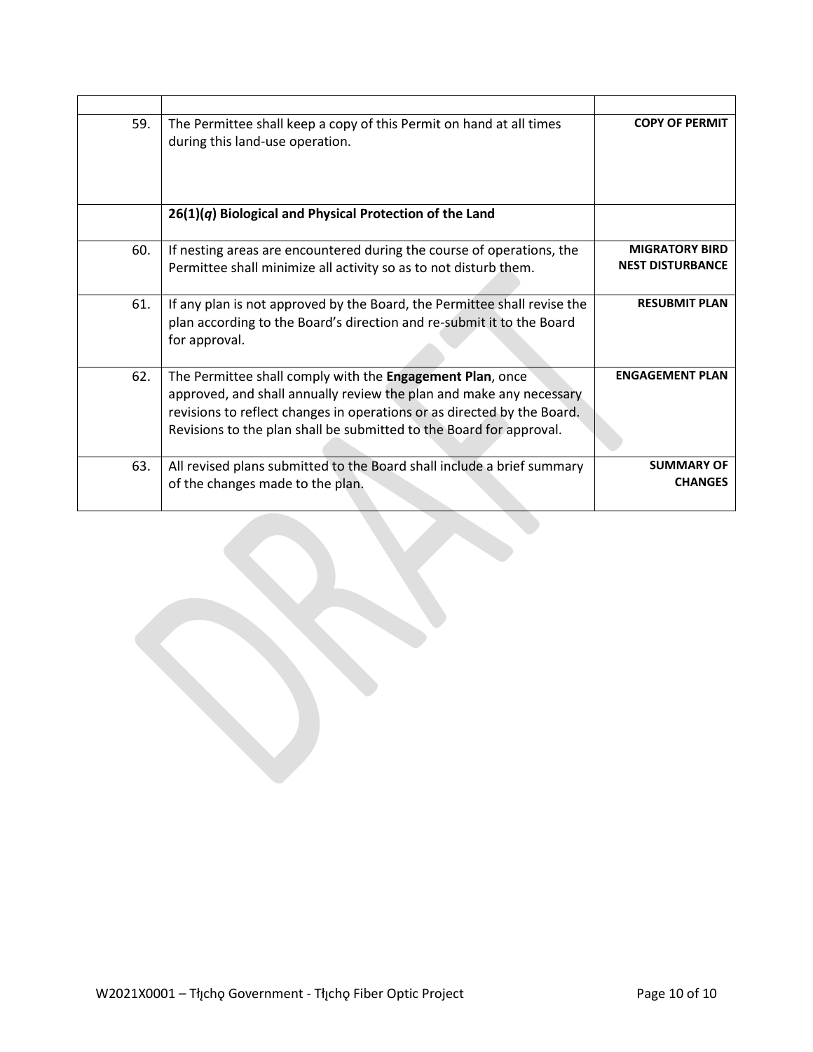| | | |
|---|---|---|
| 59. | The Permittee shall keep a copy of this Permit on hand at all times during this land-use operation. | **COPY OF PERMIT** |
| | **26(1)(*q*) Biological and Physical Protection of the Land** | |
| 60. | If nesting areas are encountered during the course of operations, the Permittee shall minimize all activity so as to not disturb them. | **MIGRATORY BIRD NEST DISTURBANCE** |
| 61. | If any plan is not approved by the Board, the Permittee shall revise the plan according to the Board's direction and re-submit it to the Board for approval. | **RESUBMIT PLAN** |
| 62. | The Permittee shall comply with the **Engagement Plan**, once approved, and shall annually review the plan and make any necessary revisions to reflect changes in operations or as directed by the Board. Revisions to the plan shall be submitted to the Board for approval. | **ENGAGEMENT PLAN** |
| 63. | All revised plans submitted to the Board shall include a brief summary of the changes made to the plan. | **SUMMARY OF CHANGES** |